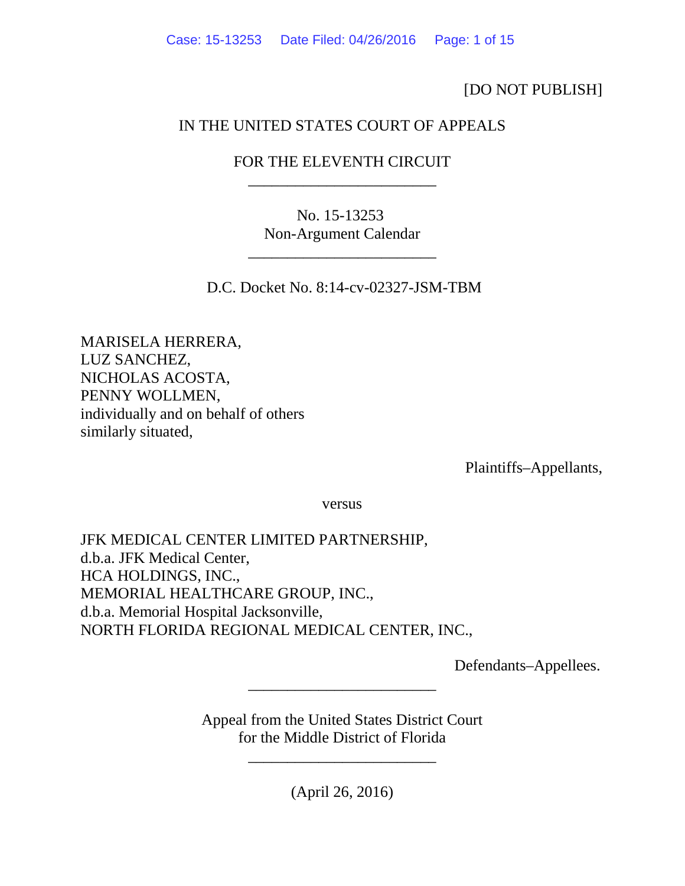[DO NOT PUBLISH]

IN THE UNITED STATES COURT OF APPEALS

FOR THE ELEVENTH CIRCUIT

________________________

No. 15-13253
Non-Argument Calendar

________________________

D.C. Docket No. 8:14-cv-02327-JSM-TBM

MARISELA HERRERA,
LUZ SANCHEZ,
NICHOLAS ACOSTA,
PENNY WOLLMEN,
individually and on behalf of others
similarly situated,

Plaintiffs–Appellants,

versus

JFK MEDICAL CENTER LIMITED PARTNERSHIP,
d.b.a. JFK Medical Center,
HCA HOLDINGS, INC.,
MEMORIAL HEALTHCARE GROUP, INC.,
d.b.a. Memorial Hospital Jacksonville,
NORTH FLORIDA REGIONAL MEDICAL CENTER, INC.,

Defendants–Appellees.

________________________

Appeal from the United States District Court
for the Middle District of Florida

________________________

(April 26, 2016)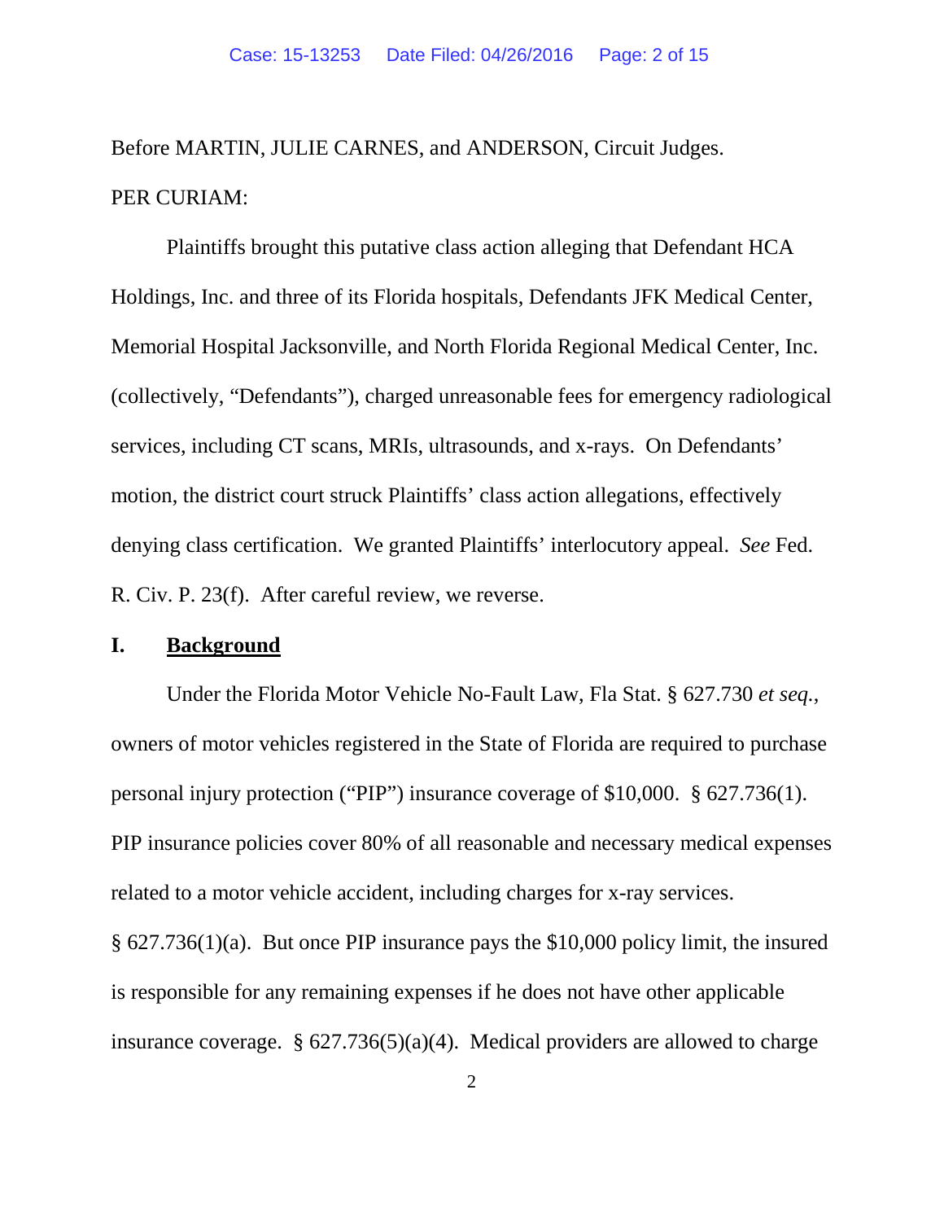Before MARTIN, JULIE CARNES, and ANDERSON, Circuit Judges.

PER CURIAM:

Plaintiffs brought this putative class action alleging that Defendant HCA Holdings, Inc. and three of its Florida hospitals, Defendants JFK Medical Center, Memorial Hospital Jacksonville, and North Florida Regional Medical Center, Inc. (collectively, "Defendants"), charged unreasonable fees for emergency radiological services, including CT scans, MRIs, ultrasounds, and x-rays. On Defendants' motion, the district court struck Plaintiffs' class action allegations, effectively denying class certification. We granted Plaintiffs' interlocutory appeal. *See* Fed. R. Civ. P. 23(f). After careful review, we reverse.

## I. **Background**

Under the Florida Motor Vehicle No-Fault Law, Fla Stat. § 627.730 *et seq.*, owners of motor vehicles registered in the State of Florida are required to purchase personal injury protection ("PIP") insurance coverage of $10,000. § 627.736(1). PIP insurance policies cover 80% of all reasonable and necessary medical expenses related to a motor vehicle accident, including charges for x-ray services. § 627.736(1)(a). But once PIP insurance pays the $10,000 policy limit, the insured is responsible for any remaining expenses if he does not have other applicable insurance coverage. § 627.736(5)(a)(4). Medical providers are allowed to charge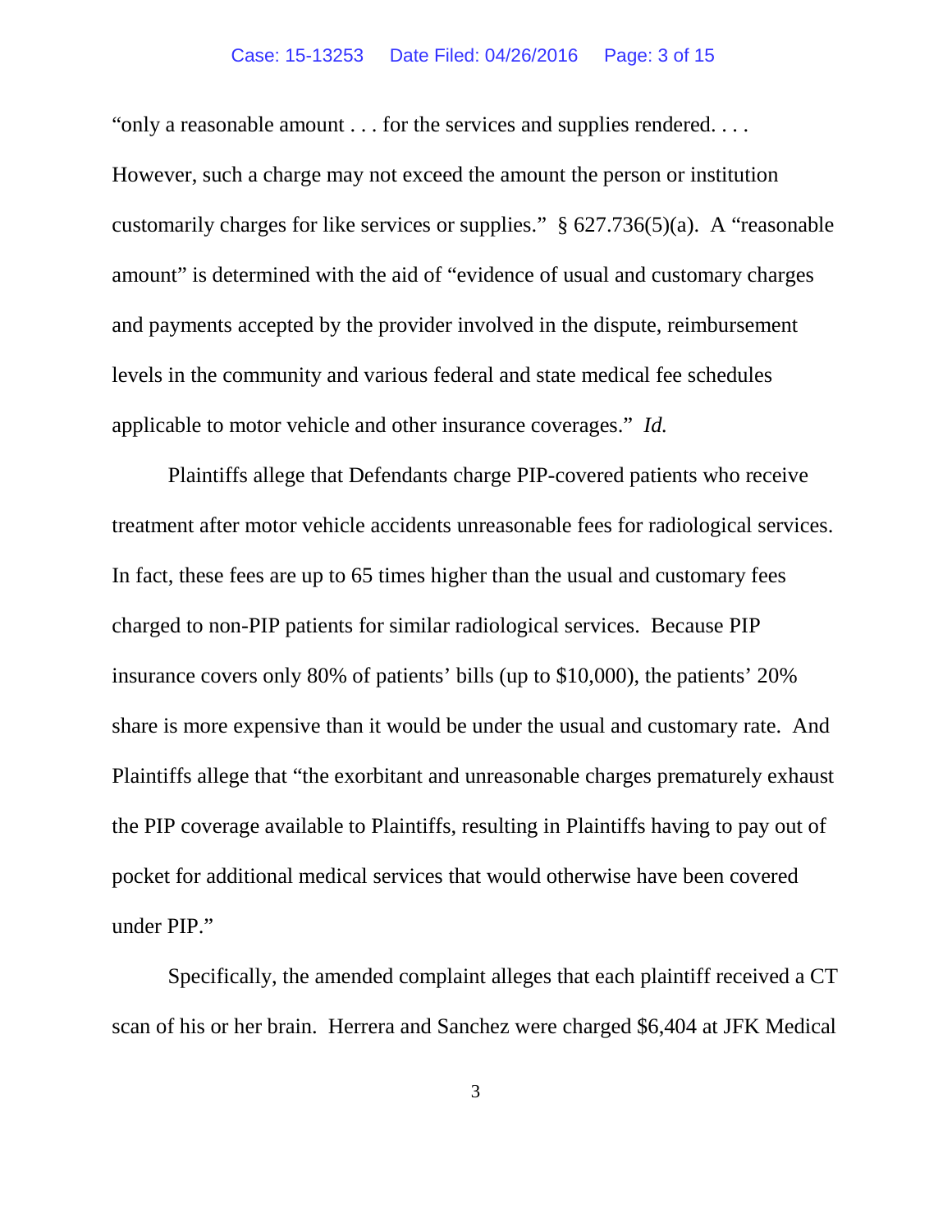"only a reasonable amount . . . for the services and supplies rendered. . . . However, such a charge may not exceed the amount the person or institution customarily charges for like services or supplies." § 627.736(5)(a). A "reasonable amount" is determined with the aid of "evidence of usual and customary charges and payments accepted by the provider involved in the dispute, reimbursement levels in the community and various federal and state medical fee schedules applicable to motor vehicle and other insurance coverages." *Id.*

Plaintiffs allege that Defendants charge PIP-covered patients who receive treatment after motor vehicle accidents unreasonable fees for radiological services. In fact, these fees are up to 65 times higher than the usual and customary fees charged to non-PIP patients for similar radiological services. Because PIP insurance covers only 80% of patients' bills (up to $10,000), the patients' 20% share is more expensive than it would be under the usual and customary rate. And Plaintiffs allege that "the exorbitant and unreasonable charges prematurely exhaust the PIP coverage available to Plaintiffs, resulting in Plaintiffs having to pay out of pocket for additional medical services that would otherwise have been covered under PIP."

Specifically, the amended complaint alleges that each plaintiff received a CT scan of his or her brain. Herrera and Sanchez were charged $6,404 at JFK Medical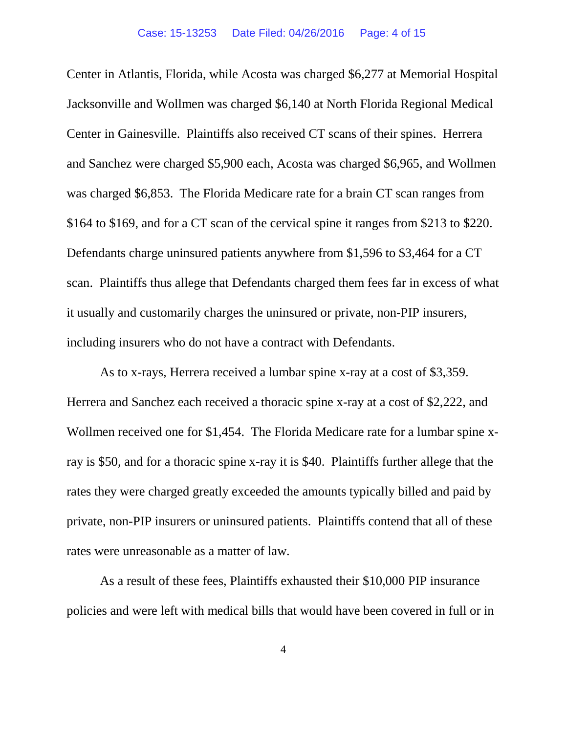Center in Atlantis, Florida, while Acosta was charged $6,277 at Memorial Hospital Jacksonville and Wollmen was charged $6,140 at North Florida Regional Medical Center in Gainesville. Plaintiffs also received CT scans of their spines. Herrera and Sanchez were charged $5,900 each, Acosta was charged $6,965, and Wollmen was charged $6,853. The Florida Medicare rate for a brain CT scan ranges from $164 to $169, and for a CT scan of the cervical spine it ranges from $213 to $220. Defendants charge uninsured patients anywhere from $1,596 to $3,464 for a CT scan. Plaintiffs thus allege that Defendants charged them fees far in excess of what it usually and customarily charges the uninsured or private, non-PIP insurers, including insurers who do not have a contract with Defendants.

As to x-rays, Herrera received a lumbar spine x-ray at a cost of $3,359. Herrera and Sanchez each received a thoracic spine x-ray at a cost of $2,222, and Wollmen received one for $1,454. The Florida Medicare rate for a lumbar spine x-ray is $50, and for a thoracic spine x-ray it is $40. Plaintiffs further allege that the rates they were charged greatly exceeded the amounts typically billed and paid by private, non-PIP insurers or uninsured patients. Plaintiffs contend that all of these rates were unreasonable as a matter of law.

As a result of these fees, Plaintiffs exhausted their $10,000 PIP insurance policies and were left with medical bills that would have been covered in full or in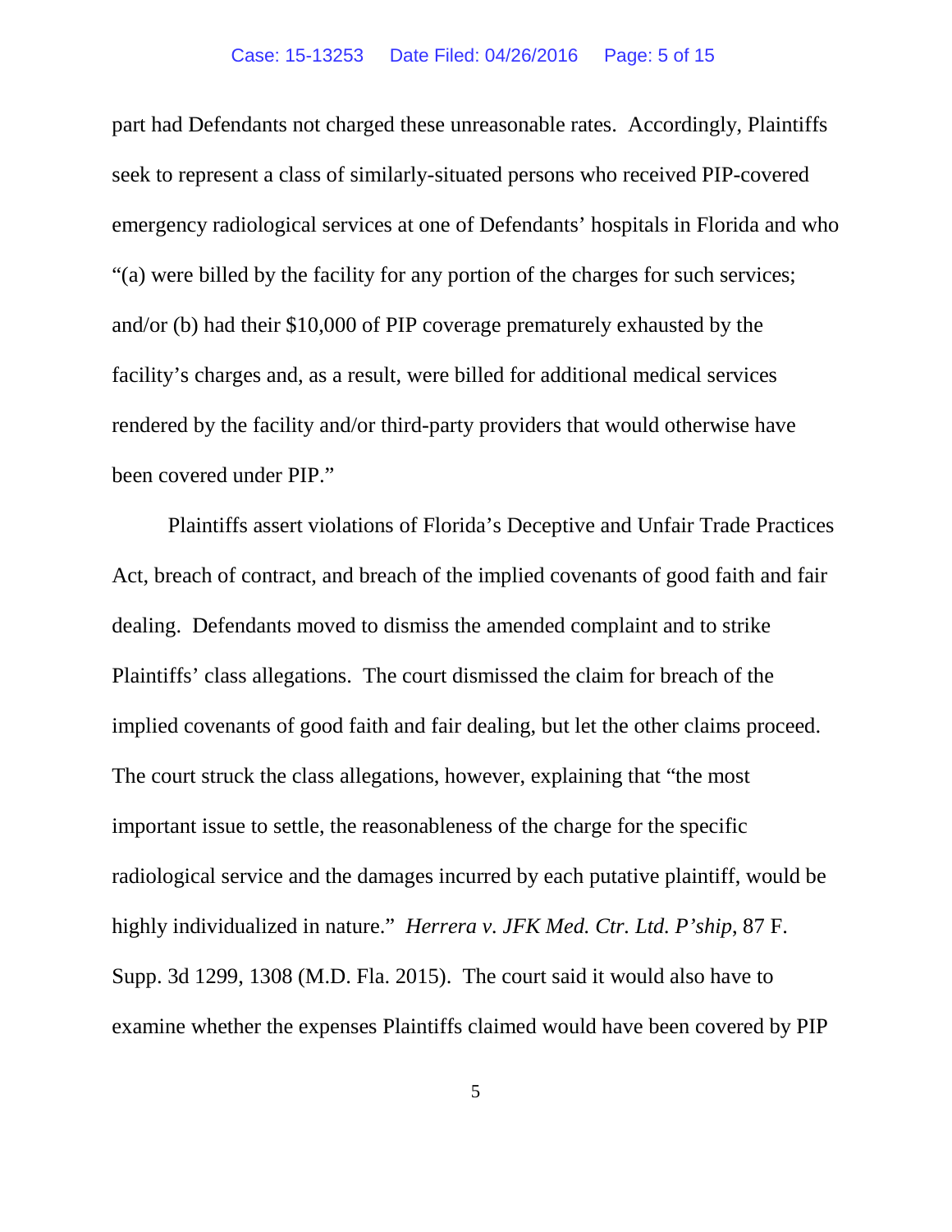part had Defendants not charged these unreasonable rates. Accordingly, Plaintiffs seek to represent a class of similarly-situated persons who received PIP-covered emergency radiological services at one of Defendants' hospitals in Florida and who "(a) were billed by the facility for any portion of the charges for such services; and/or (b) had their $10,000 of PIP coverage prematurely exhausted by the facility's charges and, as a result, were billed for additional medical services rendered by the facility and/or third-party providers that would otherwise have been covered under PIP."

Plaintiffs assert violations of Florida's Deceptive and Unfair Trade Practices Act, breach of contract, and breach of the implied covenants of good faith and fair dealing. Defendants moved to dismiss the amended complaint and to strike Plaintiffs' class allegations. The court dismissed the claim for breach of the implied covenants of good faith and fair dealing, but let the other claims proceed. The court struck the class allegations, however, explaining that "the most important issue to settle, the reasonableness of the charge for the specific radiological service and the damages incurred by each putative plaintiff, would be highly individualized in nature." *Herrera v. JFK Med. Ctr. Ltd. P'ship*, 87 F. Supp. 3d 1299, 1308 (M.D. Fla. 2015). The court said it would also have to examine whether the expenses Plaintiffs claimed would have been covered by PIP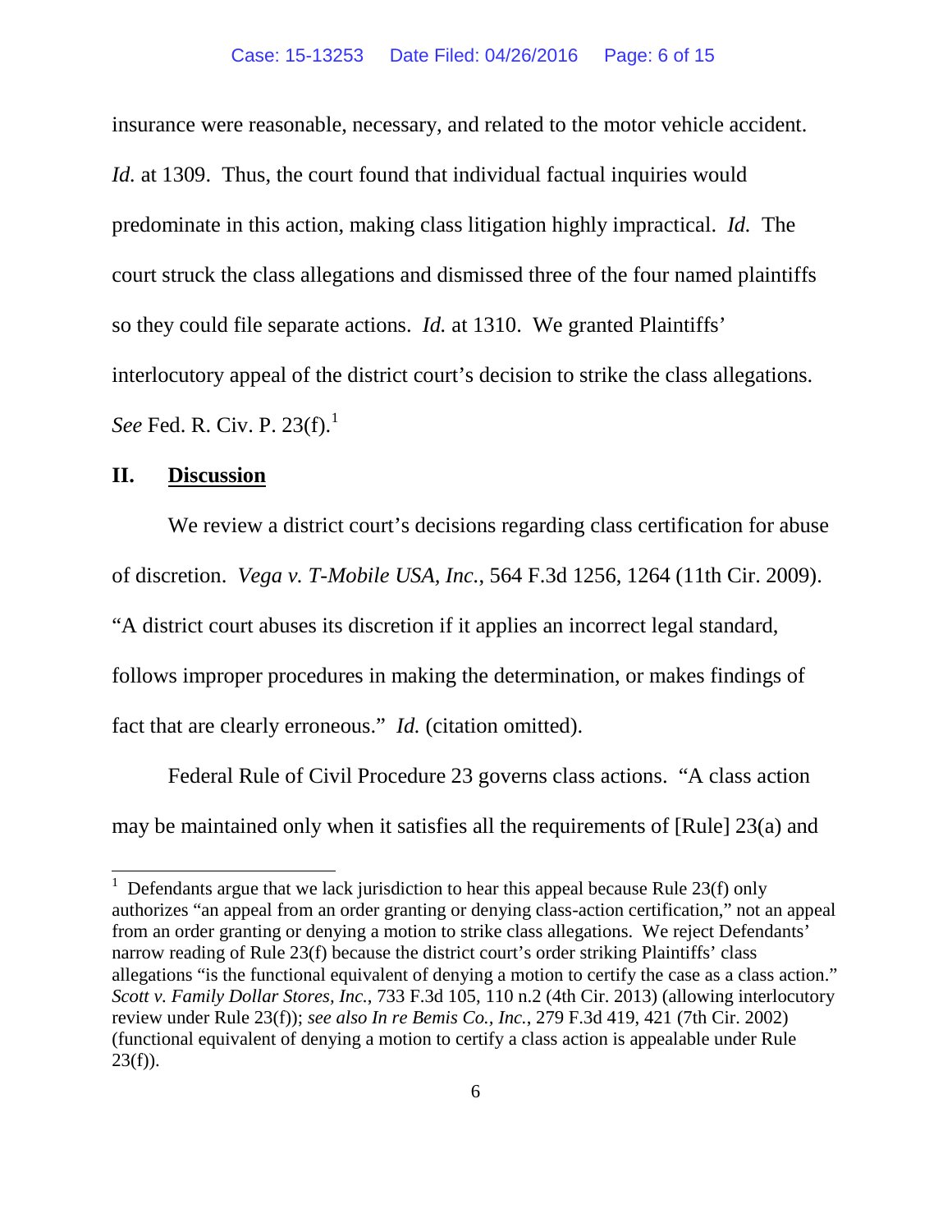insurance were reasonable, necessary, and related to the motor vehicle accident. *Id.* at 1309. Thus, the court found that individual factual inquiries would predominate in this action, making class litigation highly impractical. *Id.* The court struck the class allegations and dismissed three of the four named plaintiffs so they could file separate actions. *Id.* at 1310. We granted Plaintiffs' interlocutory appeal of the district court's decision to strike the class allegations. *See* Fed. R. Civ. P. 23(f).[1]

## II. Discussion

We review a district court's decisions regarding class certification for abuse of discretion. *Vega v. T-Mobile USA, Inc.*, 564 F.3d 1256, 1264 (11th Cir. 2009). "A district court abuses its discretion if it applies an incorrect legal standard, follows improper procedures in making the determination, or makes findings of fact that are clearly erroneous." *Id.* (citation omitted).

Federal Rule of Civil Procedure 23 governs class actions. "A class action may be maintained only when it satisfies all the requirements of [Rule] 23(a) and

---

[1] Defendants argue that we lack jurisdiction to hear this appeal because Rule 23(f) only authorizes "an appeal from an order granting or denying class-action certification," not an appeal from an order granting or denying a motion to strike class allegations. We reject Defendants' narrow reading of Rule 23(f) because the district court's order striking Plaintiffs' class allegations "is the functional equivalent of denying a motion to certify the case as a class action." *Scott v. Family Dollar Stores, Inc.*, 733 F.3d 105, 110 n.2 (4th Cir. 2013) (allowing interlocutory review under Rule 23(f)); *see also In re Bemis Co., Inc.*, 279 F.3d 419, 421 (7th Cir. 2002) (functional equivalent of denying a motion to certify a class action is appealable under Rule 23(f)).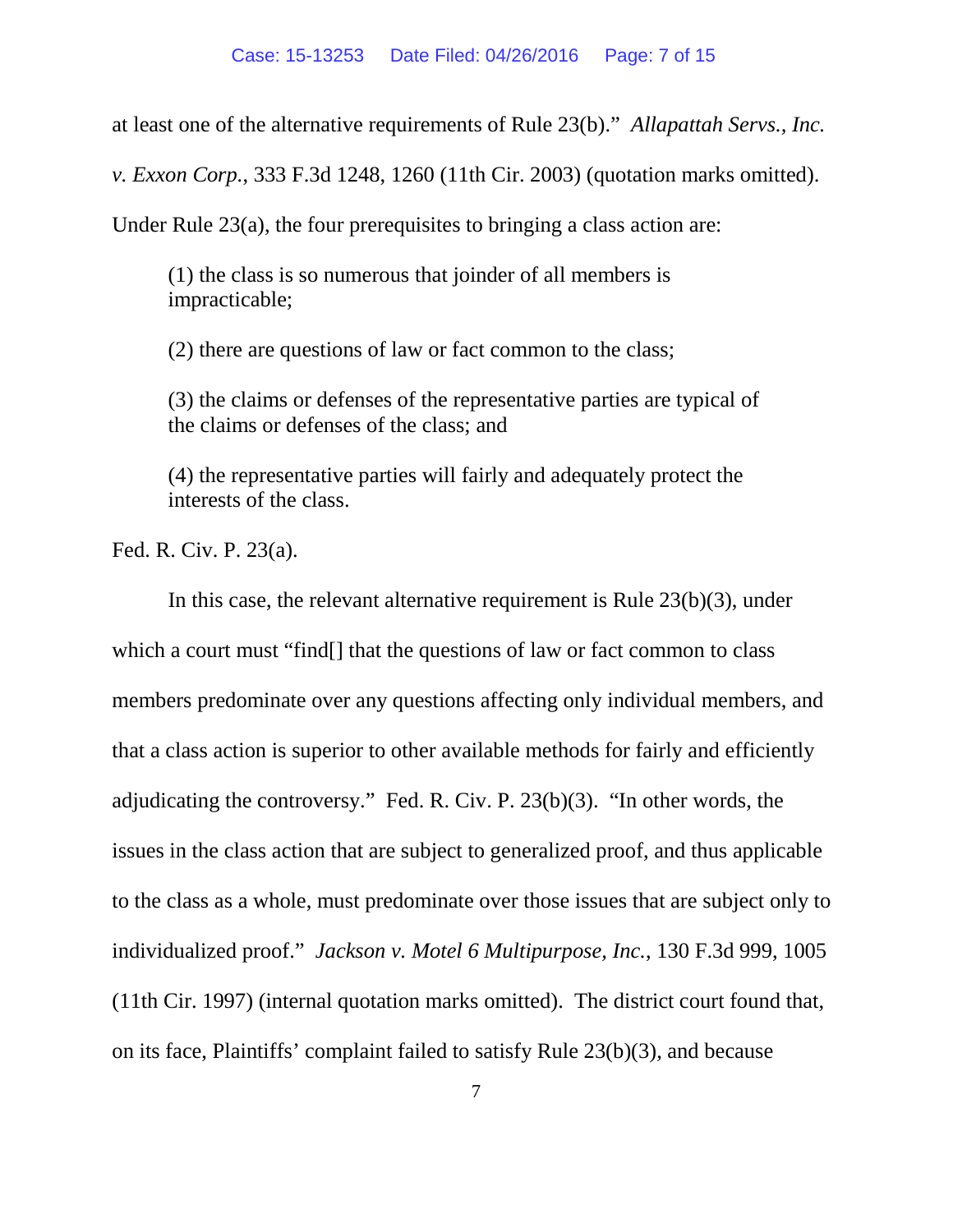at least one of the alternative requirements of Rule 23(b)." *Allapattah Servs., Inc. v. Exxon Corp.*, 333 F.3d 1248, 1260 (11th Cir. 2003) (quotation marks omitted). Under Rule 23(a), the four prerequisites to bringing a class action are:

> (1) the class is so numerous that joinder of all members is impracticable;
>
> (2) there are questions of law or fact common to the class;
>
> (3) the claims or defenses of the representative parties are typical of the claims or defenses of the class; and
>
> (4) the representative parties will fairly and adequately protect the interests of the class.

Fed. R. Civ. P. 23(a).

In this case, the relevant alternative requirement is Rule 23(b)(3), under which a court must "find[] that the questions of law or fact common to class members predominate over any questions affecting only individual members, and that a class action is superior to other available methods for fairly and efficiently adjudicating the controversy." Fed. R. Civ. P. 23(b)(3). "In other words, the issues in the class action that are subject to generalized proof, and thus applicable to the class as a whole, must predominate over those issues that are subject only to individualized proof." *Jackson v. Motel 6 Multipurpose, Inc.*, 130 F.3d 999, 1005 (11th Cir. 1997) (internal quotation marks omitted). The district court found that, on its face, Plaintiffs' complaint failed to satisfy Rule 23(b)(3), and because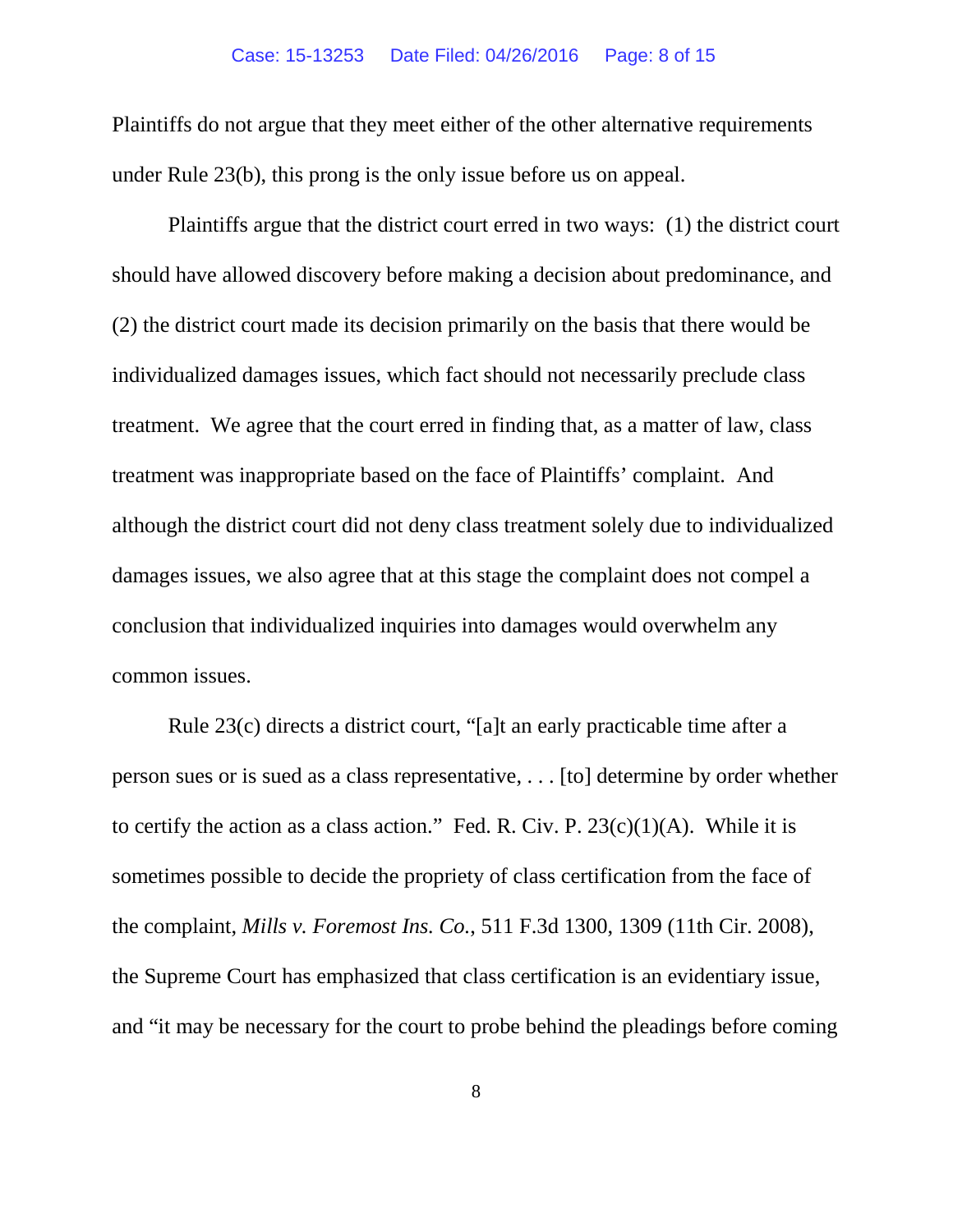Plaintiffs do not argue that they meet either of the other alternative requirements under Rule 23(b), this prong is the only issue before us on appeal.

Plaintiffs argue that the district court erred in two ways: (1) the district court should have allowed discovery before making a decision about predominance, and (2) the district court made its decision primarily on the basis that there would be individualized damages issues, which fact should not necessarily preclude class treatment. We agree that the court erred in finding that, as a matter of law, class treatment was inappropriate based on the face of Plaintiffs' complaint. And although the district court did not deny class treatment solely due to individualized damages issues, we also agree that at this stage the complaint does not compel a conclusion that individualized inquiries into damages would overwhelm any common issues.

Rule 23(c) directs a district court, "[a]t an early practicable time after a person sues or is sued as a class representative, . . . [to] determine by order whether to certify the action as a class action." Fed. R. Civ. P. 23(c)(1)(A). While it is sometimes possible to decide the propriety of class certification from the face of the complaint, *Mills v. Foremost Ins. Co.*, 511 F.3d 1300, 1309 (11th Cir. 2008), the Supreme Court has emphasized that class certification is an evidentiary issue, and "it may be necessary for the court to probe behind the pleadings before coming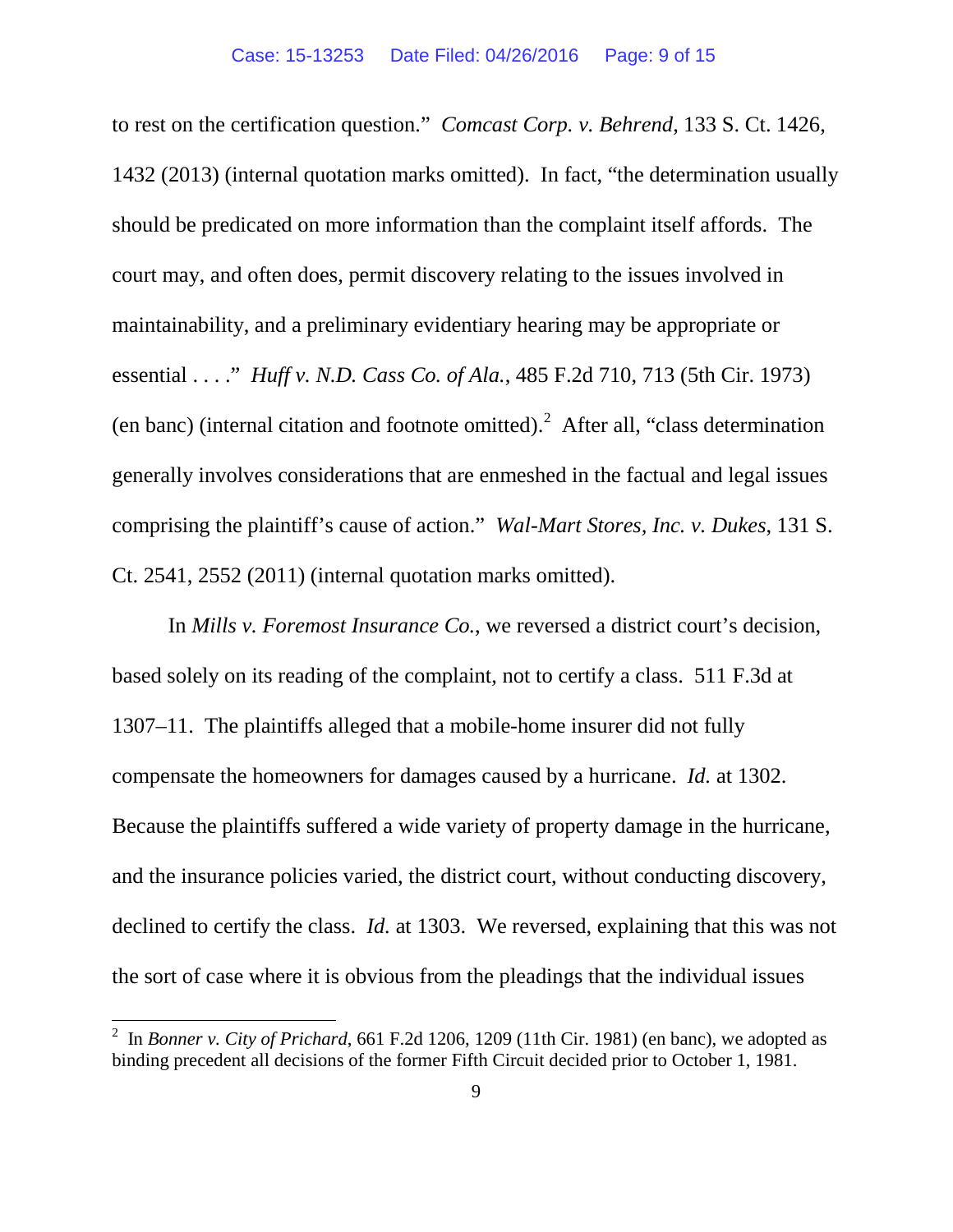to rest on the certification question." *Comcast Corp. v. Behrend*, 133 S. Ct. 1426, 1432 (2013) (internal quotation marks omitted). In fact, "the determination usually should be predicated on more information than the complaint itself affords. The court may, and often does, permit discovery relating to the issues involved in maintainability, and a preliminary evidentiary hearing may be appropriate or essential . . . ." *Huff v. N.D. Cass Co. of Ala.*, 485 F.2d 710, 713 (5th Cir. 1973) (en banc) (internal citation and footnote omitted).[2] After all, "class determination generally involves considerations that are enmeshed in the factual and legal issues comprising the plaintiff's cause of action." *Wal-Mart Stores, Inc. v. Dukes*, 131 S. Ct. 2541, 2552 (2011) (internal quotation marks omitted).

In *Mills v. Foremost Insurance Co.*, we reversed a district court's decision, based solely on its reading of the complaint, not to certify a class. 511 F.3d at 1307–11. The plaintiffs alleged that a mobile-home insurer did not fully compensate the homeowners for damages caused by a hurricane. *Id.* at 1302. Because the plaintiffs suffered a wide variety of property damage in the hurricane, and the insurance policies varied, the district court, without conducting discovery, declined to certify the class. *Id.* at 1303. We reversed, explaining that this was not the sort of case where it is obvious from the pleadings that the individual issues

---

[2] In *Bonner v. City of Prichard*, 661 F.2d 1206, 1209 (11th Cir. 1981) (en banc), we adopted as binding precedent all decisions of the former Fifth Circuit decided prior to October 1, 1981.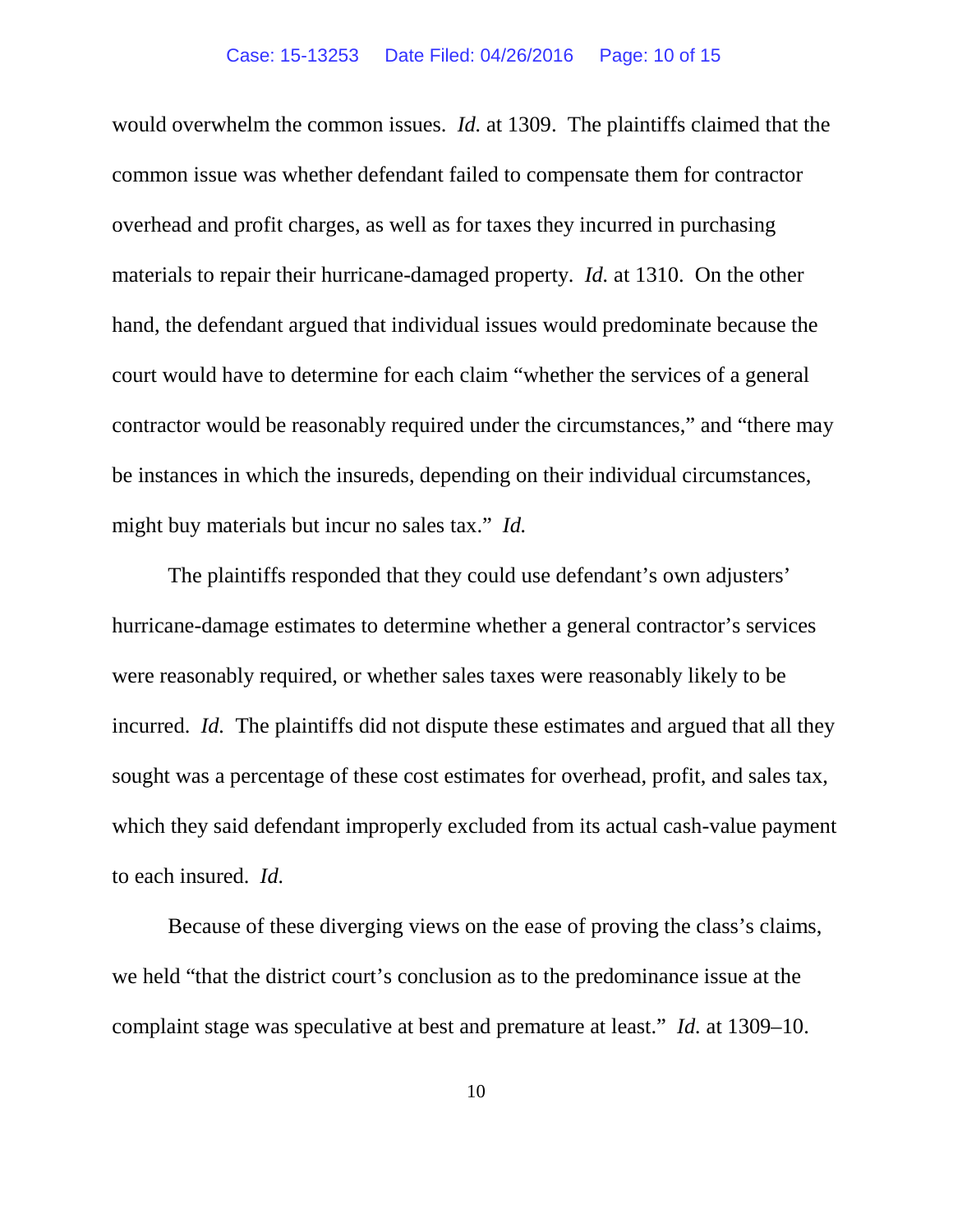would overwhelm the common issues. *Id.* at 1309. The plaintiffs claimed that the common issue was whether defendant failed to compensate them for contractor overhead and profit charges, as well as for taxes they incurred in purchasing materials to repair their hurricane-damaged property. *Id.* at 1310. On the other hand, the defendant argued that individual issues would predominate because the court would have to determine for each claim "whether the services of a general contractor would be reasonably required under the circumstances," and "there may be instances in which the insureds, depending on their individual circumstances, might buy materials but incur no sales tax." *Id.*

The plaintiffs responded that they could use defendant's own adjusters' hurricane-damage estimates to determine whether a general contractor's services were reasonably required, or whether sales taxes were reasonably likely to be incurred. *Id.* The plaintiffs did not dispute these estimates and argued that all they sought was a percentage of these cost estimates for overhead, profit, and sales tax, which they said defendant improperly excluded from its actual cash-value payment to each insured. *Id.*

Because of these diverging views on the ease of proving the class's claims, we held "that the district court's conclusion as to the predominance issue at the complaint stage was speculative at best and premature at least." *Id.* at 1309–10.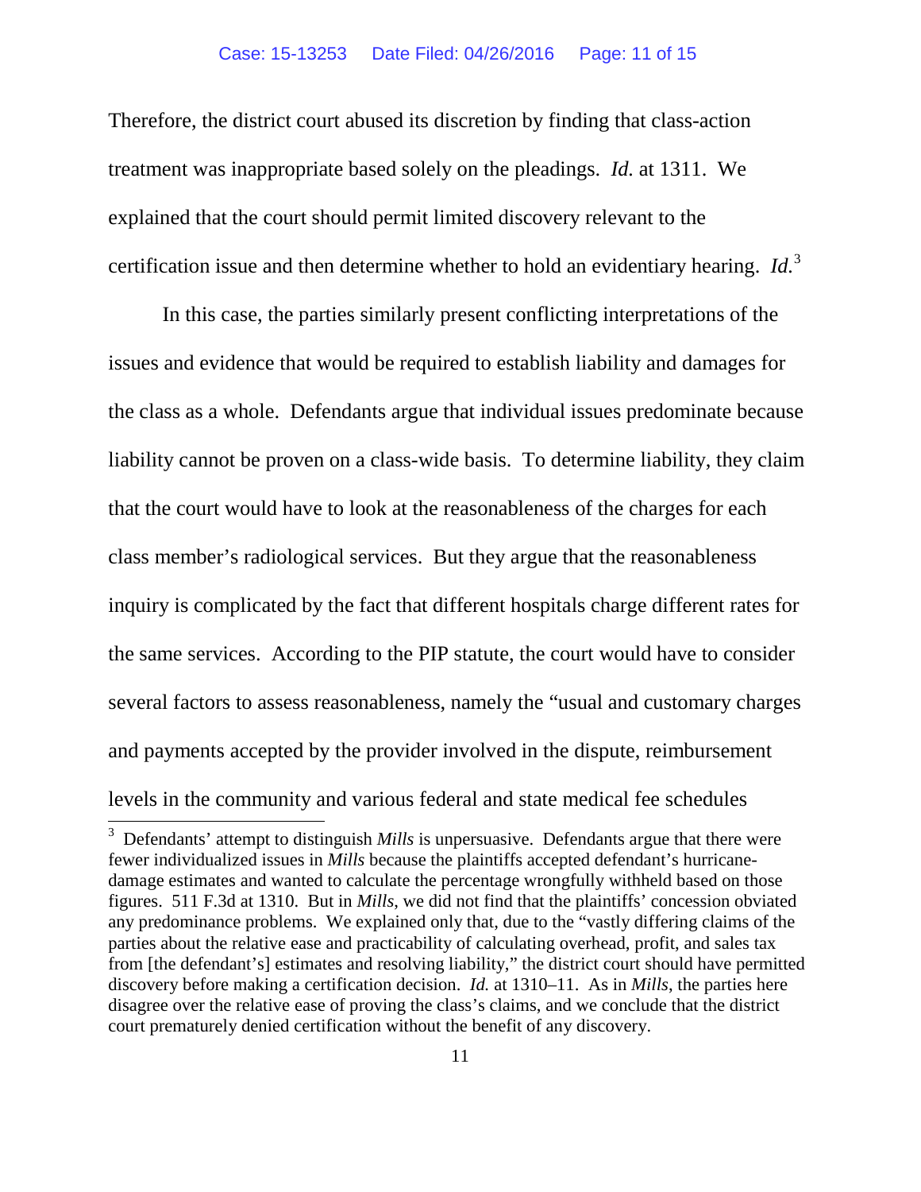Therefore, the district court abused its discretion by finding that class-action treatment was inappropriate based solely on the pleadings. *Id.* at 1311. We explained that the court should permit limited discovery relevant to the certification issue and then determine whether to hold an evidentiary hearing. *Id.*[3]

In this case, the parties similarly present conflicting interpretations of the issues and evidence that would be required to establish liability and damages for the class as a whole. Defendants argue that individual issues predominate because liability cannot be proven on a class-wide basis. To determine liability, they claim that the court would have to look at the reasonableness of the charges for each class member's radiological services. But they argue that the reasonableness inquiry is complicated by the fact that different hospitals charge different rates for the same services. According to the PIP statute, the court would have to consider several factors to assess reasonableness, namely the "usual and customary charges and payments accepted by the provider involved in the dispute, reimbursement levels in the community and various federal and state medical fee schedules

[3] Defendants' attempt to distinguish *Mills* is unpersuasive. Defendants argue that there were fewer individualized issues in *Mills* because the plaintiffs accepted defendant's hurricane-damage estimates and wanted to calculate the percentage wrongfully withheld based on those figures. 511 F.3d at 1310. But in *Mills*, we did not find that the plaintiffs' concession obviated any predominance problems. We explained only that, due to the "vastly differing claims of the parties about the relative ease and practicability of calculating overhead, profit, and sales tax from [the defendant's] estimates and resolving liability," the district court should have permitted discovery before making a certification decision. *Id.* at 1310–11. As in *Mills*, the parties here disagree over the relative ease of proving the class's claims, and we conclude that the district court prematurely denied certification without the benefit of any discovery.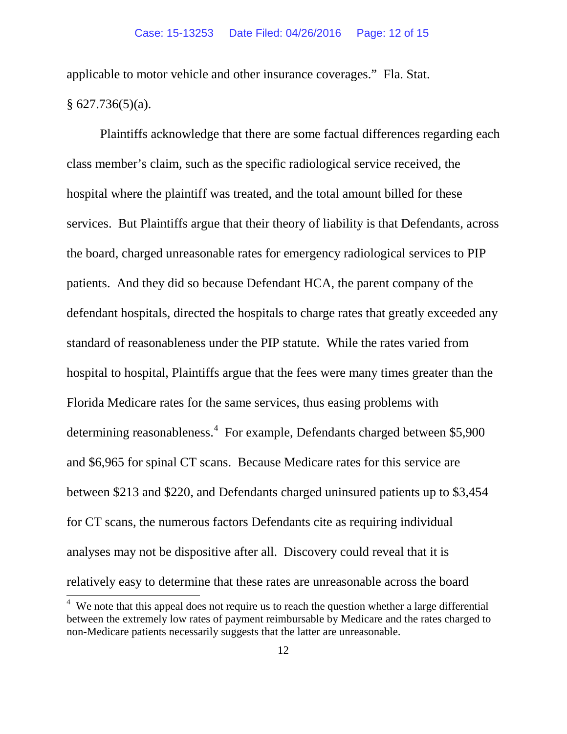applicable to motor vehicle and other insurance coverages." Fla. Stat. § 627.736(5)(a).

Plaintiffs acknowledge that there are some factual differences regarding each class member's claim, such as the specific radiological service received, the hospital where the plaintiff was treated, and the total amount billed for these services. But Plaintiffs argue that their theory of liability is that Defendants, across the board, charged unreasonable rates for emergency radiological services to PIP patients. And they did so because Defendant HCA, the parent company of the defendant hospitals, directed the hospitals to charge rates that greatly exceeded any standard of reasonableness under the PIP statute. While the rates varied from hospital to hospital, Plaintiffs argue that the fees were many times greater than the Florida Medicare rates for the same services, thus easing problems with determining reasonableness.[4] For example, Defendants charged between $5,900 and $6,965 for spinal CT scans. Because Medicare rates for this service are between $213 and $220, and Defendants charged uninsured patients up to $3,454 for CT scans, the numerous factors Defendants cite as requiring individual analyses may not be dispositive after all. Discovery could reveal that it is relatively easy to determine that these rates are unreasonable across the board

[4] We note that this appeal does not require us to reach the question whether a large differential between the extremely low rates of payment reimbursable by Medicare and the rates charged to non-Medicare patients necessarily suggests that the latter are unreasonable.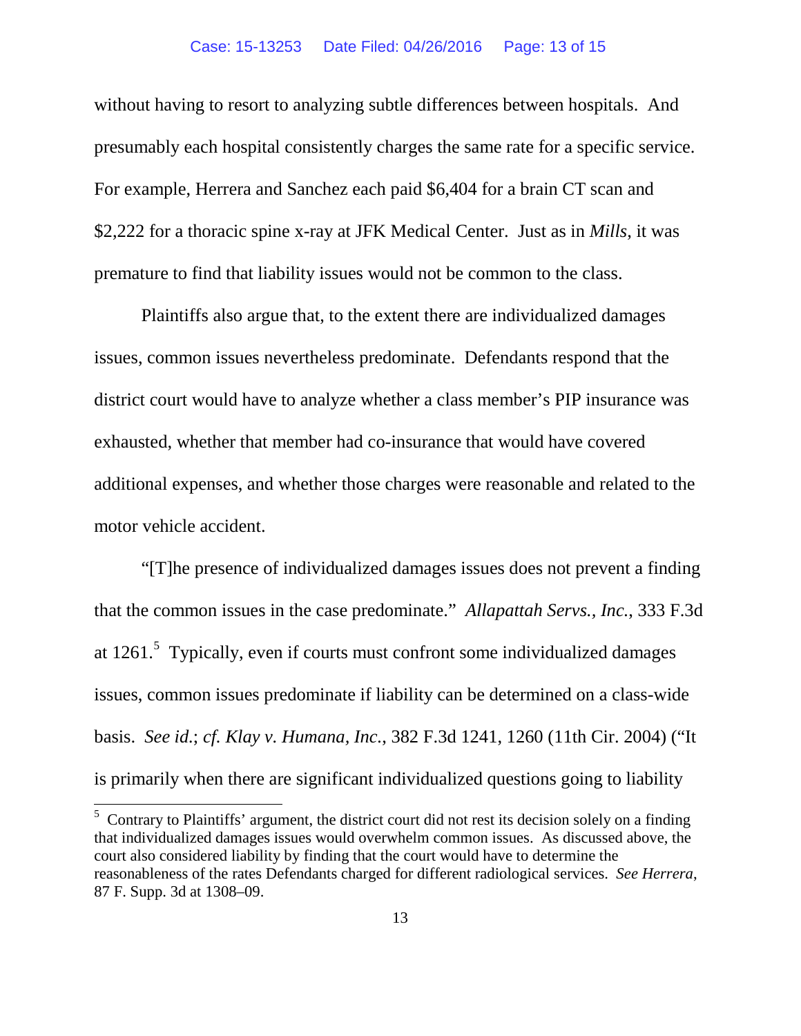without having to resort to analyzing subtle differences between hospitals. And presumably each hospital consistently charges the same rate for a specific service. For example, Herrera and Sanchez each paid $6,404 for a brain CT scan and $2,222 for a thoracic spine x-ray at JFK Medical Center. Just as in *Mills*, it was premature to find that liability issues would not be common to the class.

Plaintiffs also argue that, to the extent there are individualized damages issues, common issues nevertheless predominate. Defendants respond that the district court would have to analyze whether a class member's PIP insurance was exhausted, whether that member had co-insurance that would have covered additional expenses, and whether those charges were reasonable and related to the motor vehicle accident.

"[T]he presence of individualized damages issues does not prevent a finding that the common issues in the case predominate." *Allapattah Servs., Inc.*, 333 F.3d at 1261.[5] Typically, even if courts must confront some individualized damages issues, common issues predominate if liability can be determined on a class-wide basis. *See id.*; *cf. Klay v. Humana, Inc.*, 382 F.3d 1241, 1260 (11th Cir. 2004) ("It is primarily when there are significant individualized questions going to liability

---

[5] Contrary to Plaintiffs' argument, the district court did not rest its decision solely on a finding that individualized damages issues would overwhelm common issues. As discussed above, the court also considered liability by finding that the court would have to determine the reasonableness of the rates Defendants charged for different radiological services. *See Herrera*, 87 F. Supp. 3d at 1308–09.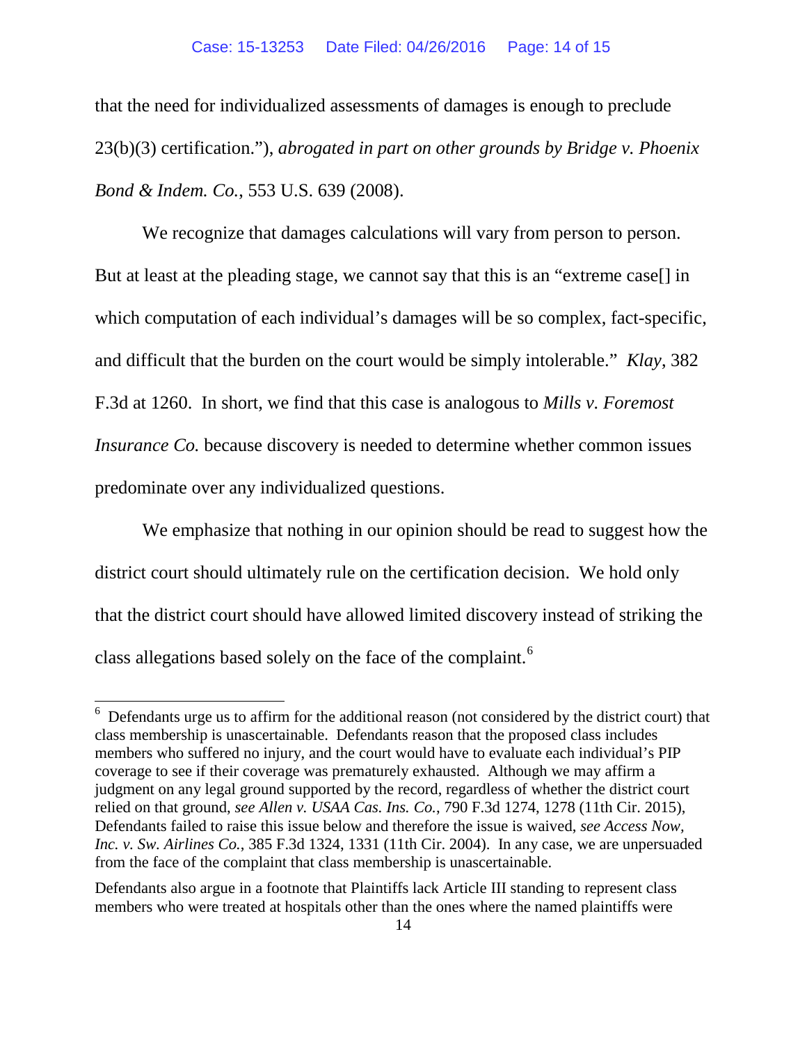that the need for individualized assessments of damages is enough to preclude 23(b)(3) certification."), *abrogated in part on other grounds by Bridge v. Phoenix Bond & Indem. Co.*, 553 U.S. 639 (2008).

We recognize that damages calculations will vary from person to person. But at least at the pleading stage, we cannot say that this is an "extreme case[] in which computation of each individual's damages will be so complex, fact-specific, and difficult that the burden on the court would be simply intolerable." *Klay*, 382 F.3d at 1260. In short, we find that this case is analogous to *Mills v. Foremost Insurance Co.* because discovery is needed to determine whether common issues predominate over any individualized questions.

We emphasize that nothing in our opinion should be read to suggest how the district court should ultimately rule on the certification decision. We hold only that the district court should have allowed limited discovery instead of striking the class allegations based solely on the face of the complaint.[6]

---

[6] Defendants urge us to affirm for the additional reason (not considered by the district court) that class membership is unascertainable. Defendants reason that the proposed class includes members who suffered no injury, and the court would have to evaluate each individual's PIP coverage to see if their coverage was prematurely exhausted. Although we may affirm a judgment on any legal ground supported by the record, regardless of whether the district court relied on that ground, *see Allen v. USAA Cas. Ins. Co.*, 790 F.3d 1274, 1278 (11th Cir. 2015), Defendants failed to raise this issue below and therefore the issue is waived, *see Access Now, Inc. v. Sw. Airlines Co.*, 385 F.3d 1324, 1331 (11th Cir. 2004). In any case, we are unpersuaded from the face of the complaint that class membership is unascertainable.

Defendants also argue in a footnote that Plaintiffs lack Article III standing to represent class members who were treated at hospitals other than the ones where the named plaintiffs were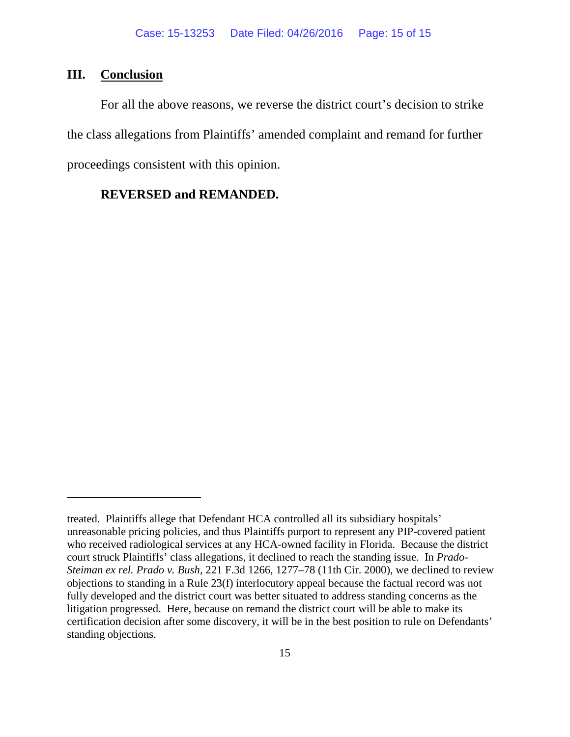## III. Conclusion

For all the above reasons, we reverse the district court's decision to strike the class allegations from Plaintiffs' amended complaint and remand for further proceedings consistent with this opinion.

**REVERSED and REMANDED.**

---

treated. Plaintiffs allege that Defendant HCA controlled all its subsidiary hospitals' unreasonable pricing policies, and thus Plaintiffs purport to represent any PIP-covered patient who received radiological services at any HCA-owned facility in Florida. Because the district court struck Plaintiffs' class allegations, it declined to reach the standing issue. In *Prado-Steiman ex rel. Prado v. Bush*, 221 F.3d 1266, 1277–78 (11th Cir. 2000), we declined to review objections to standing in a Rule 23(f) interlocutory appeal because the factual record was not fully developed and the district court was better situated to address standing concerns as the litigation progressed. Here, because on remand the district court will be able to make its certification decision after some discovery, it will be in the best position to rule on Defendants' standing objections.